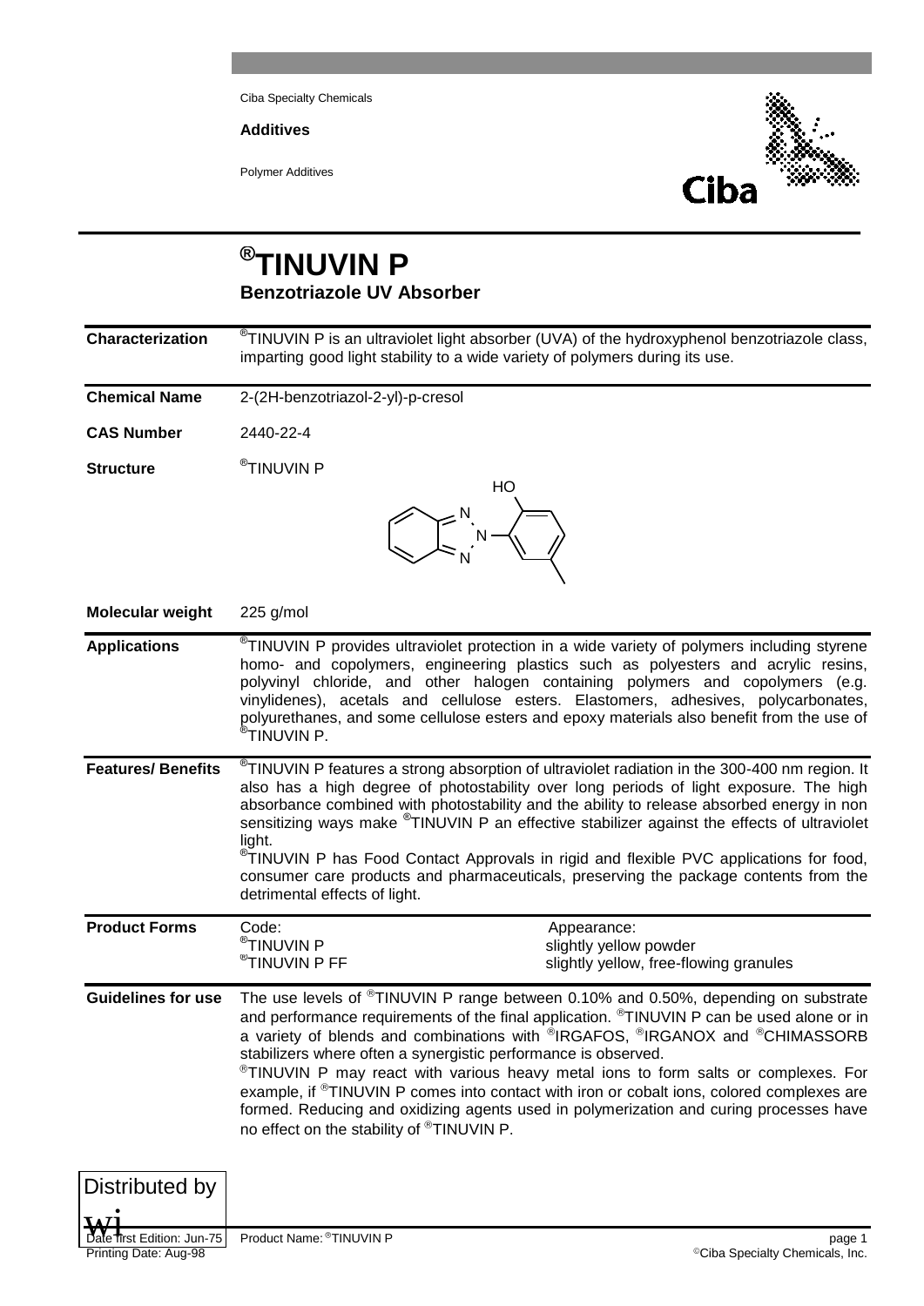Ciba Specialty Chemicals

**Additives**

Polymer Additives

# ®TINUVIN P

## Benzotriazole UV Absorber

**Characterization**

®TINUVIN P is an ultraviolet light absorber (UVA) of the hydroxyphenol benzotriazole class, imparting good light stability to a wide variety of polymers during its use.

**Chemical Name**

2-(2H-benzotriazol-2-yl)-p-cresol

**CAS Number**

2440-22-4

**Structure**

®TINUVIN P

**Molecular weight**

225 g/mol

**Applications**

®TINUVIN P provides ultraviolet protection in a wide variety of polymers including styrene homo- and copolymers, engineering plastics such as polyesters and acrylic resins, polyvinyl chloride, and other halogen containing polymers and copolymers (e.g. vinylidenes), acetals and cellulose esters. Elastomers, adhesives, polycarbonates, polyurethanes, and some cellulose esters and epoxy materials also benefit from the use of ®TINUVIN P.

**Features/ Benefits**

®TINUVIN P features a strong absorption of ultraviolet radiation in the 300-400 nm region. It also has a high degree of photostability over long periods of light exposure. The high absorbance combined with photostability and the ability to release absorbed energy in non sensitizing ways make ®TINUVIN P an effective stabilizer against the effects of ultraviolet light.

®TINUVIN P has Food Contact Approvals in rigid and flexible PVC applications for food, consumer care products and pharmaceuticals, preserving the package contents from the detrimental effects of light.

**Product Forms**

| Code: | Appearance: |
|---|---|
| ®TINUVIN P | slightly yellow powder |
| ®TINUVIN P FF | slightly yellow, free-flowing granules |

**Guidelines for use**

The use levels of ®TINUVIN P range between 0.10% and 0.50%, depending on substrate and performance requirements of the final application. ®TINUVIN P can be used alone or in a variety of blends and combinations with ®IRGAFOS, ®IRGANOX and ®CHIMASSORB stabilizers where often a synergistic performance is observed.

®TINUVIN P may react with various heavy metal ions to form salts or complexes. For example, if ®TINUVIN P comes into contact with iron or cobalt ions, colored complexes are formed. Reducing and oxidizing agents used in polymerization and curing processes have no effect on the stability of ®TINUVIN P.

Distributed by

wi

Date first Edition: Jun-75
Printing Date: Aug-98

Product Name: ®TINUVIN P

©Ciba Specialty Chemicals, Inc.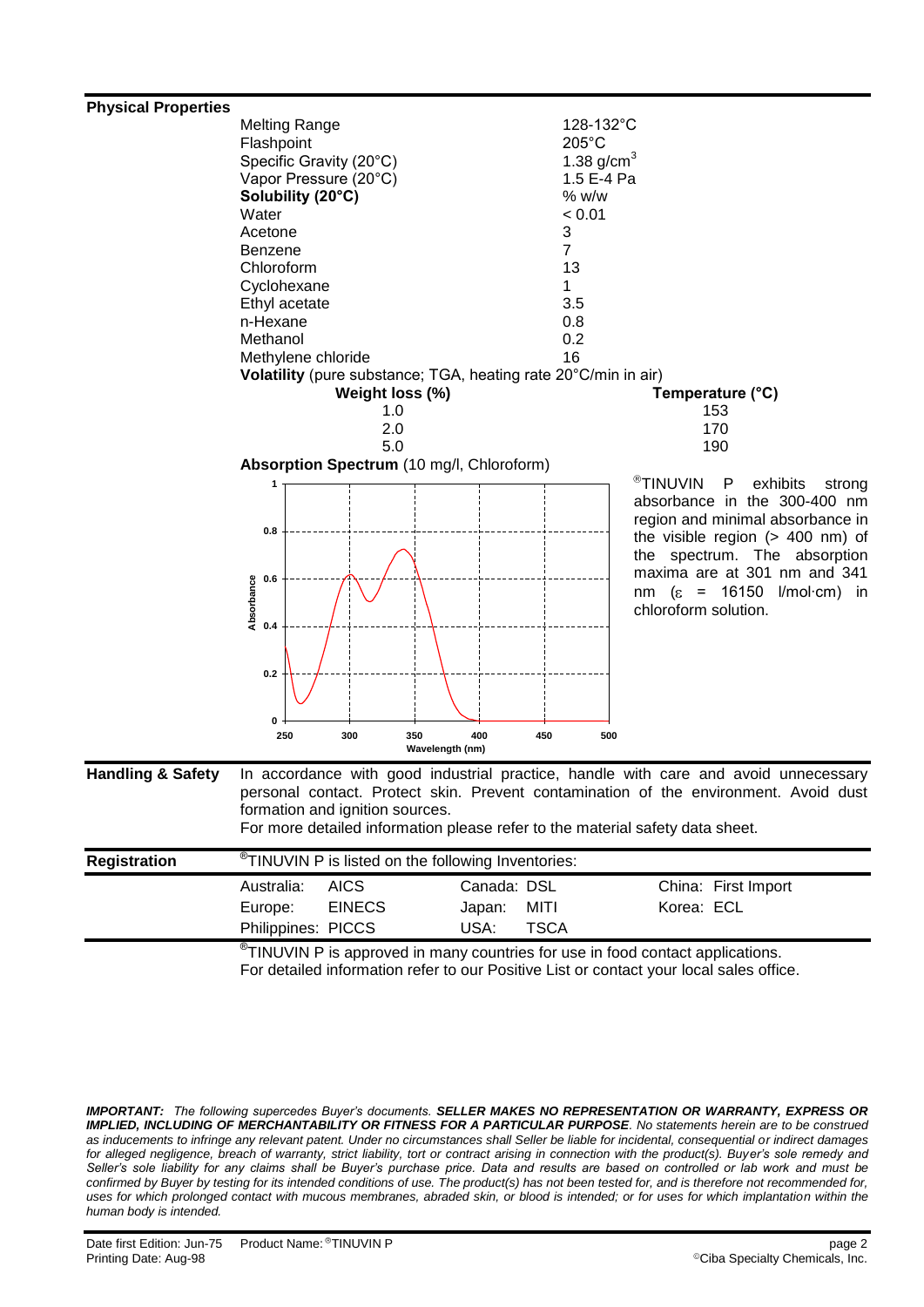## Physical Properties

| | |
|---|---|
| Melting Range | 128-132°C |
| Flashpoint | 205°C |
| Specific Gravity (20°C) | 1.38 g/cm$^3$ |
| Vapor Pressure (20°C) | 1.5 E-4 Pa |
| **Solubility (20°C)** | % w/w |
| Water | < 0.01 |
| Acetone | 3 |
| Benzene | 7 |
| Chloroform | 13 |
| Cyclohexane | 1 |
| Ethyl acetate | 3.5 |
| n-Hexane | 0.8 |
| Methanol | 0.2 |
| Methylene chloride | 16 |

**Volatility** (pure substance; TGA, heating rate 20°C/min in air)

| Weight loss (%) | Temperature (°C) |
|---|---|
| 1.0 | 153 |
| 2.0 | 170 |
| 5.0 | 190 |

**Absorption Spectrum** (10 mg/l, Chloroform)

Absorbance

1

0.8

0.6

0.4

0.2

0

250 300 350 400 450 500

Wavelength (nm)

®TINUVIN P exhibits strong absorbance in the 300-400 nm region and minimal absorbance in the visible region (> 400 nm) of the spectrum. The absorption maxima are at 301 nm and 341 nm ($\varepsilon$ = 16150 l/mol·cm) in chloroform solution.

## Handling & Safety

In accordance with good industrial practice, handle with care and avoid unnecessary personal contact. Protect skin. Prevent contamination of the environment. Avoid dust formation and ignition sources.

For more detailed information please refer to the material safety data sheet.

## Registration

®TINUVIN P is listed on the following Inventories:

| | | |
|---|---|---|
| Australia: AICS | Canada: DSL | China: First Import |
| Europe: EINECS | Japan: MITI | Korea: ECL |
| Philippines: PICCS | USA: TSCA | |

®TINUVIN P is approved in many countries for use in food contact applications.
For detailed information refer to our Positive List or contact your local sales office.

***IMPORTANT:*** *The following supercedes Buyer's documents.* ***SELLER MAKES NO REPRESENTATION OR WARRANTY, EXPRESS OR IMPLIED, INCLUDING OF MERCHANTABILITY OR FITNESS FOR A PARTICULAR PURPOSE****. No statements herein are to be construed as inducements to infringe any relevant patent. Under no circumstances shall Seller be liable for incidental, consequential or indirect damages for alleged negligence, breach of warranty, strict liability, tort or contract arising in connection with the product(s). Buyer's sole remedy and Seller's sole liability for any claims shall be Buyer's purchase price. Data and results are based on controlled or lab work and must be confirmed by Buyer by testing for its intended conditions of use. The product(s) has not been tested for, and is therefore not recommended for, uses for which prolonged contact with mucous membranes, abraded skin, or blood is intended; or for uses for which implantation within the human body is intended.*

Date first Edition: Jun-75 Product Name: ®TINUVIN P
Printing Date: Aug-98

©Ciba Specialty Chemicals, Inc.